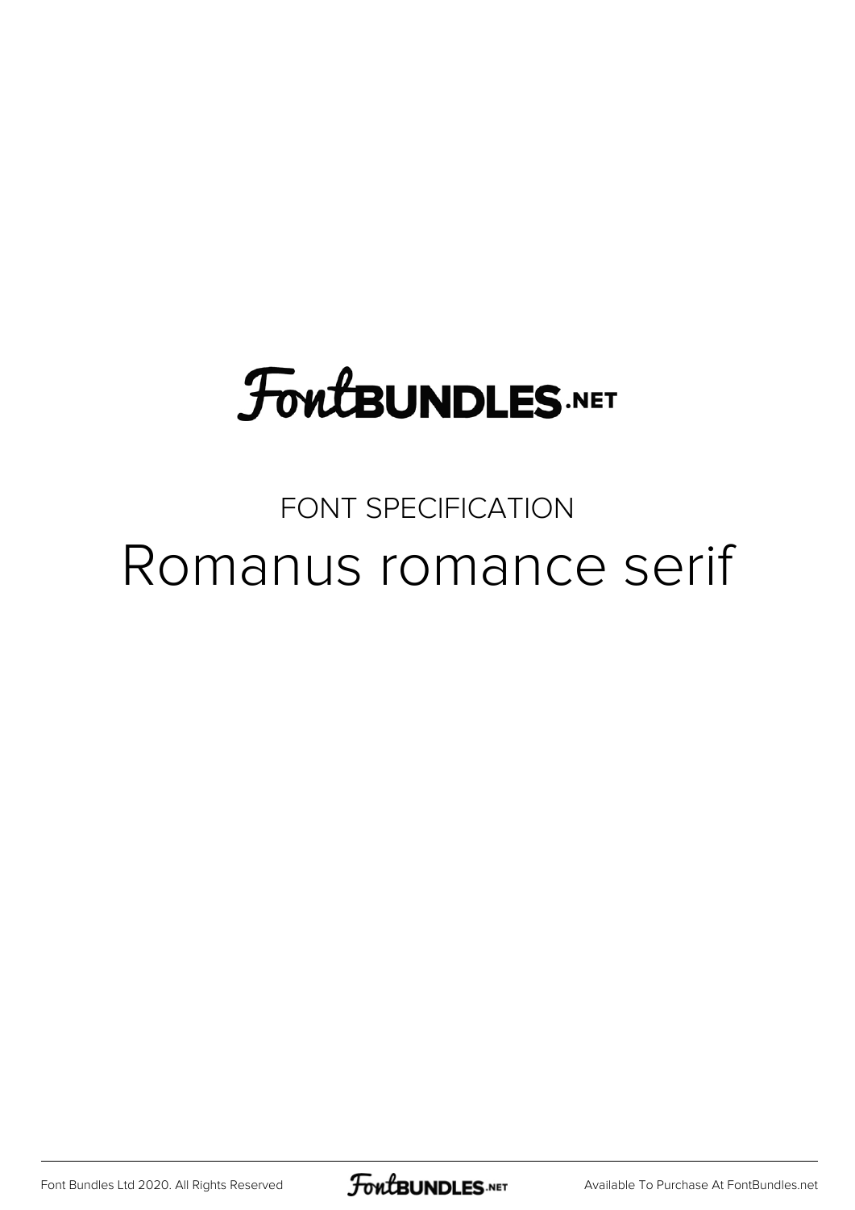# FontBUNDLES.NET

FONT SPECIFICATION

## Romanus romance serif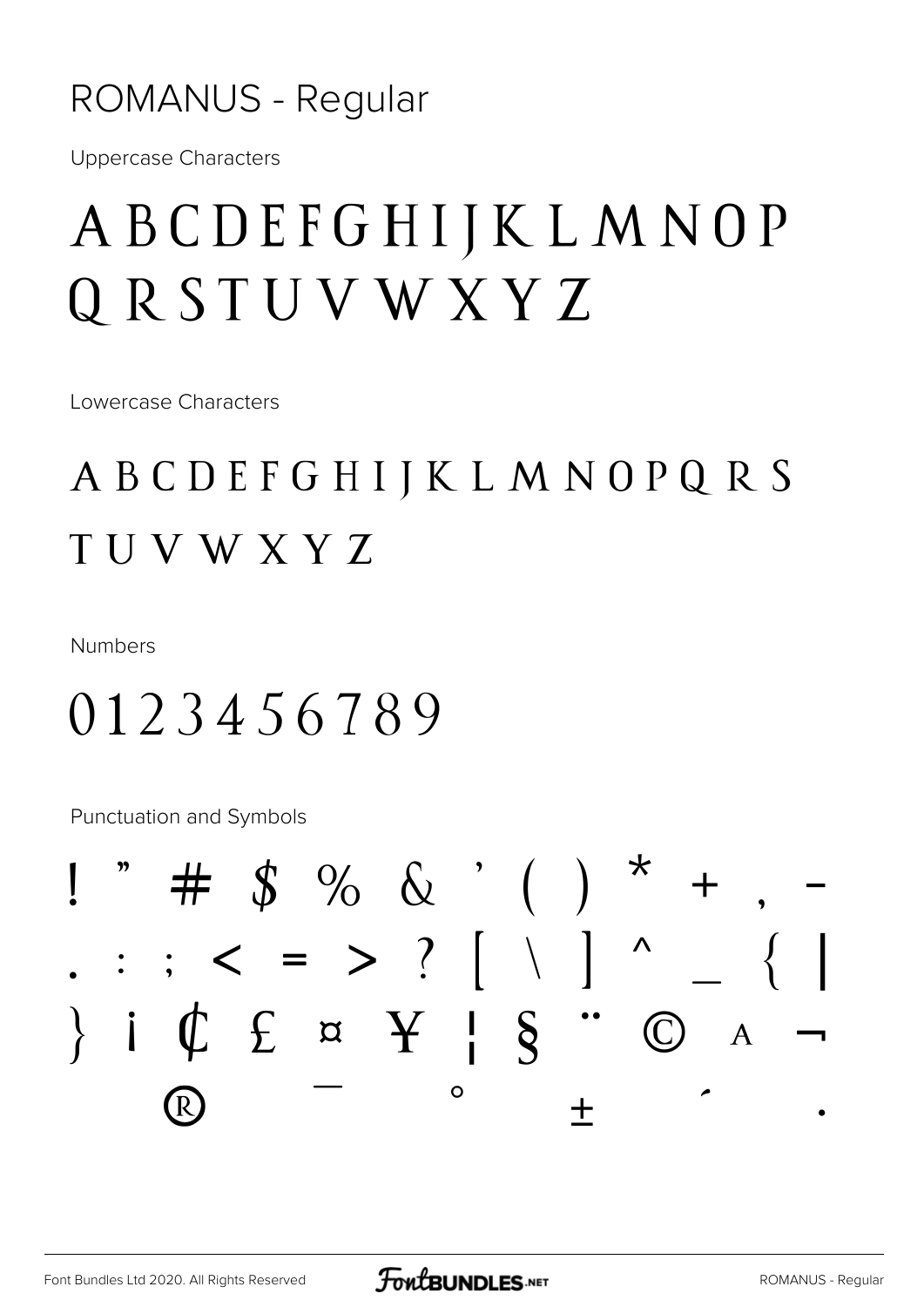# ROMANUS - Regular

Uppercase Characters

## A B C D E F G H I J K L M N O P Q R S T U V W X Y Z

Lowercase Characters

## A B C D E F G H I J K L M N O P Q R S T U V W X Y Z

Numbers

## 0 1 2 3 4 5 6 7 8 9

Punctuation and Symbols

## ! " # $ % & ' ( ) * + , - . : ; < = > ? [ \ ] ^ _ { | } ¡ ¢ £ ¤ ¥ ¦ § ¨ © ª ¬ ® ¯ ° ± ´ ·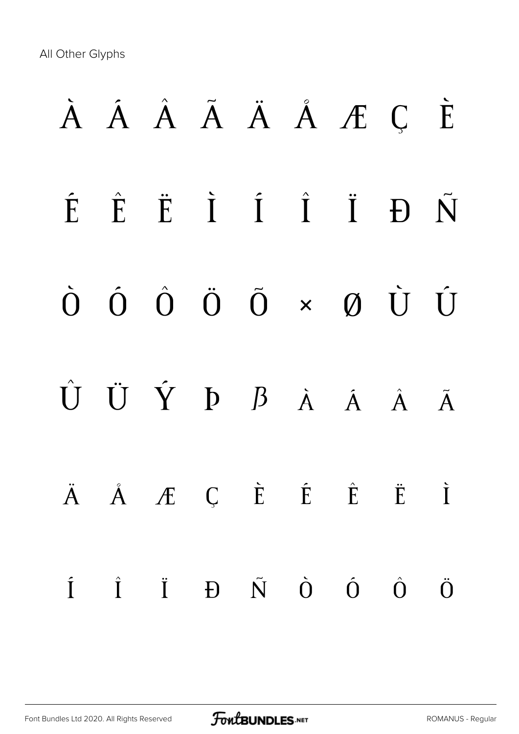All Other Glyphs

À Á Â Ã Ä Å Æ Ç È

É Ê Ë Ì Í Î Ï Ð Ñ

Ò Ó Ô Ö Õ × Ø Ù Ú

Û Ü Ý Þ ß à á â ã

ä å æ ç è é ê ë ì

í î ï ð ñ ò ó ô ö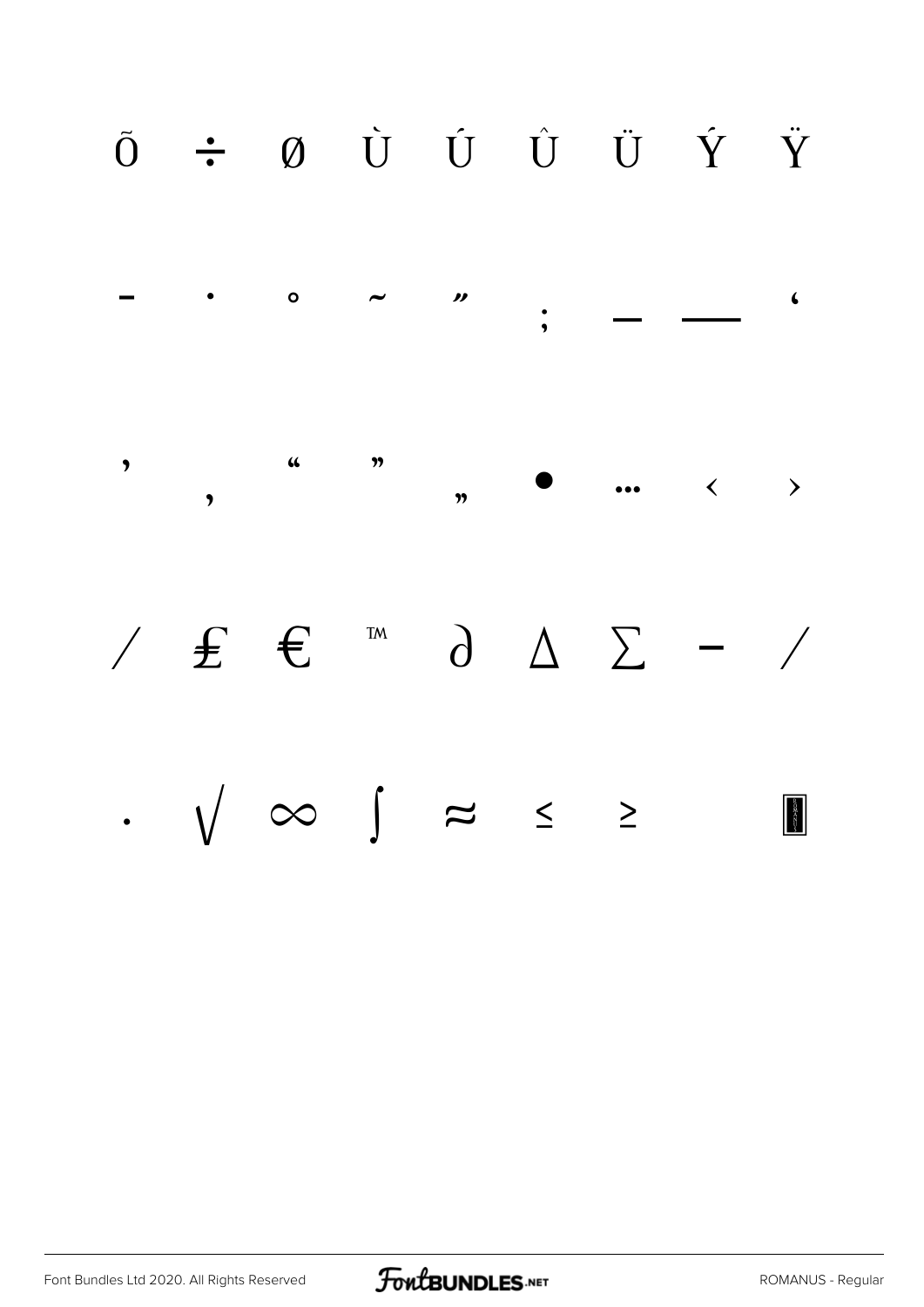Õ ÷ ø Ù Ú Û Ü Ý Ÿ

– · ˚ ˜ ˝ ; – — ‘

’ ‚ “ ” „ • … ‹ ›

⁄ ₤ € ™ ∂ ∆ ∑ − ∕

∙ √ ∞ ∫ ≈ ≤ ≥